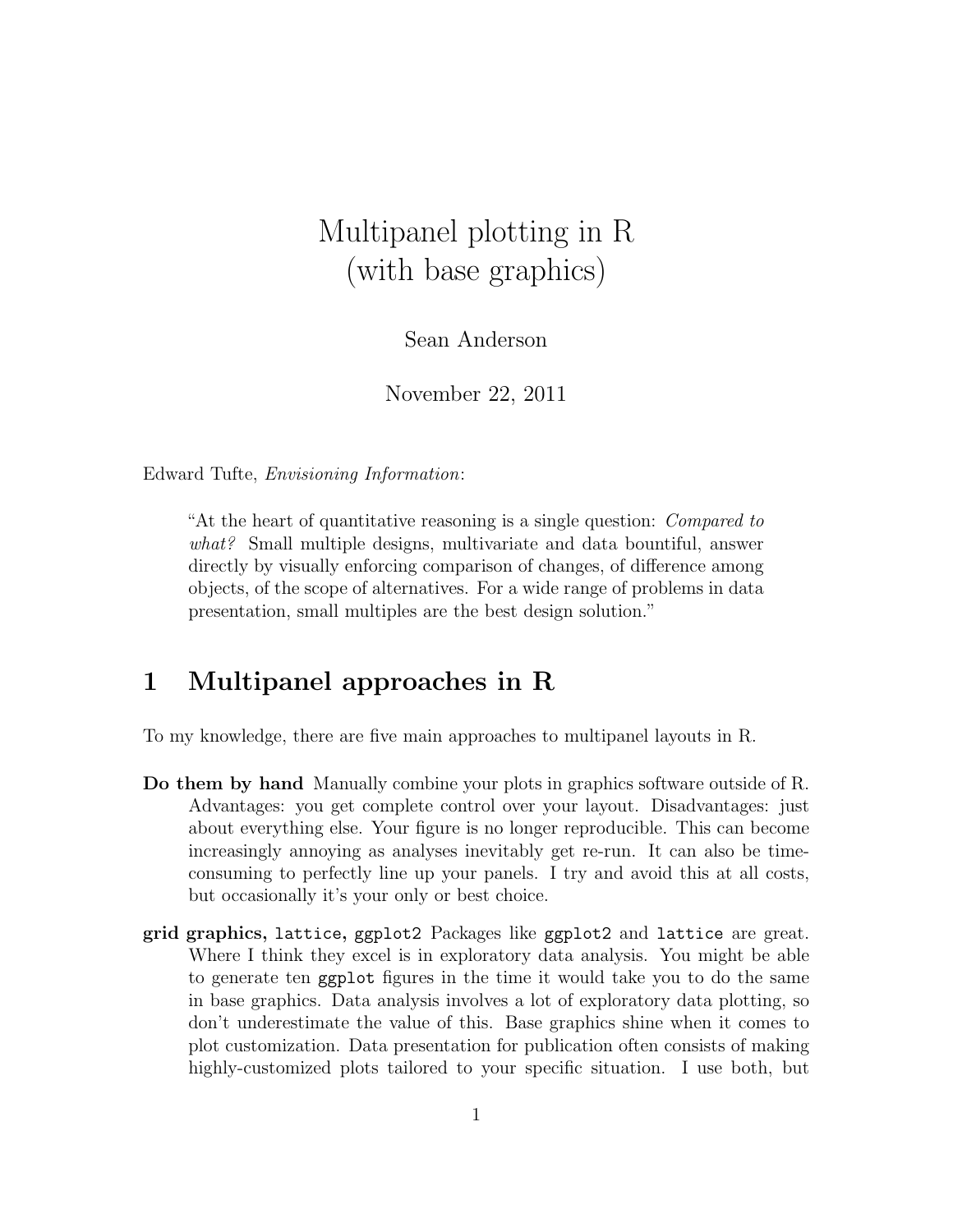# Multipanel plotting in R (with base graphics)

Sean Anderson

November 22, 2011

Edward Tufte, *Envisioning Information*:

> "At the heart of quantitative reasoning is a single question: *Compared to what?* Small multiple designs, multivariate and data bountiful, answer directly by visually enforcing comparison of changes, of difference among objects, of the scope of alternatives. For a wide range of problems in data presentation, small multiples are the best design solution."

## 1 Multipanel approaches in R

To my knowledge, there are five main approaches to multipanel layouts in R.

**Do them by hand** Manually combine your plots in graphics software outside of R. Advantages: you get complete control over your layout. Disadvantages: just about everything else. Your figure is no longer reproducible. This can become increasingly annoying as analyses inevitably get re-run. It can also be time-consuming to perfectly line up your panels. I try and avoid this at all costs, but occasionally it's your only or best choice.

**grid graphics, `lattice`, `ggplot2`** Packages like `ggplot2` and `lattice` are great. Where I think they excel is in exploratory data analysis. You might be able to generate ten `ggplot` figures in the time it would take you to do the same in base graphics. Data analysis involves a lot of exploratory data plotting, so don't underestimate the value of this. Base graphics shine when it comes to plot customization. Data presentation for publication often consists of making highly-customized plots tailored to your specific situation. I use both, but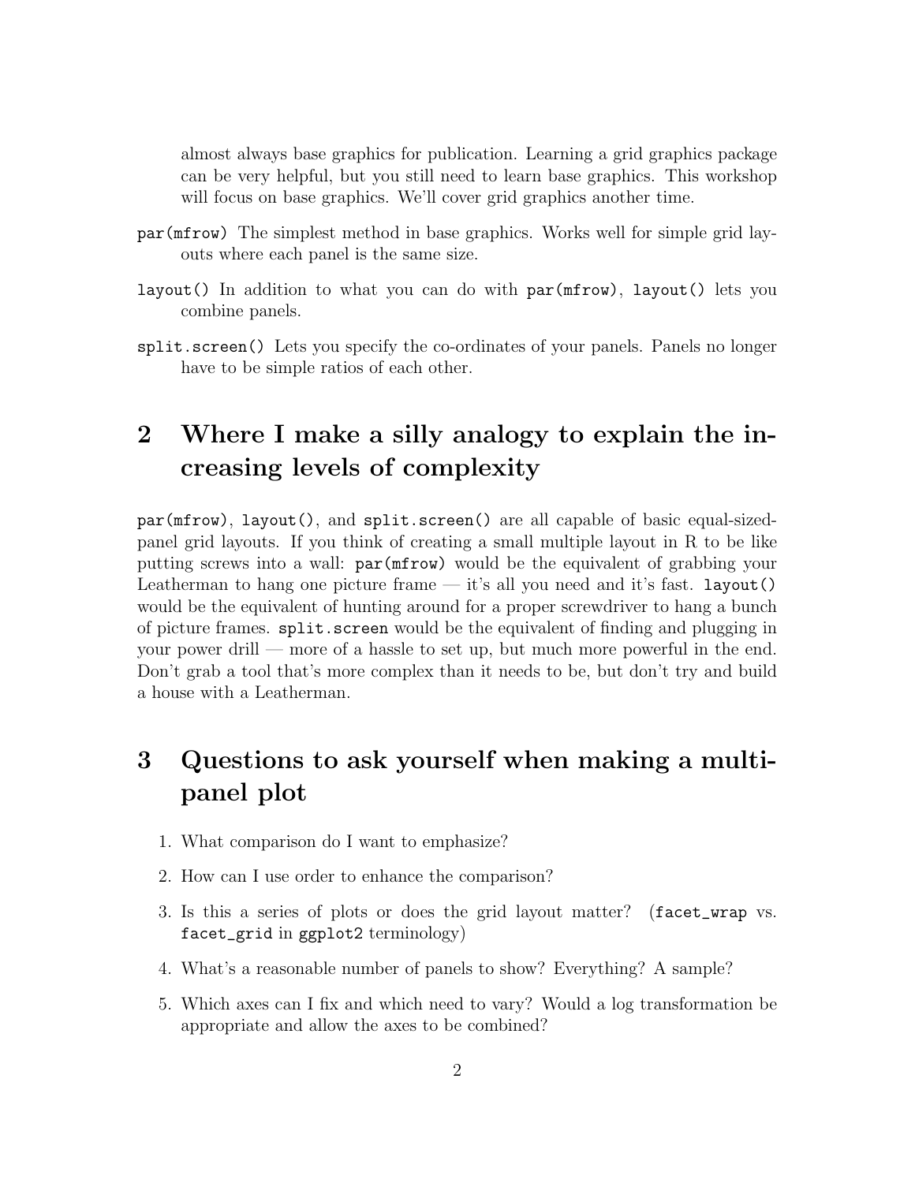almost always base graphics for publication. Learning a grid graphics package can be very helpful, but you still need to learn base graphics. This workshop will focus on base graphics. We'll cover grid graphics another time.

`par(mfrow)` The simplest method in base graphics. Works well for simple grid layouts where each panel is the same size.

`layout()` In addition to what you can do with `par(mfrow)`, `layout()` lets you combine panels.

`split.screen()` Lets you specify the co-ordinates of your panels. Panels no longer have to be simple ratios of each other.

# 2 Where I make a silly analogy to explain the increasing levels of complexity

`par(mfrow)`, `layout()`, and `split.screen()` are all capable of basic equal-sized-panel grid layouts. If you think of creating a small multiple layout in R to be like putting screws into a wall: `par(mfrow)` would be the equivalent of grabbing your Leatherman to hang one picture frame — it's all you need and it's fast. `layout()` would be the equivalent of hunting around for a proper screwdriver to hang a bunch of picture frames. `split.screen` would be the equivalent of finding and plugging in your power drill — more of a hassle to set up, but much more powerful in the end. Don't grab a tool that's more complex than it needs to be, but don't try and build a house with a Leatherman.

# 3 Questions to ask yourself when making a multi-panel plot

1. What comparison do I want to emphasize?
2. How can I use order to enhance the comparison?
3. Is this a series of plots or does the grid layout matter? (`facet_wrap` vs. `facet_grid` in `ggplot2` terminology)
4. What's a reasonable number of panels to show? Everything? A sample?
5. Which axes can I fix and which need to vary? Would a log transformation be appropriate and allow the axes to be combined?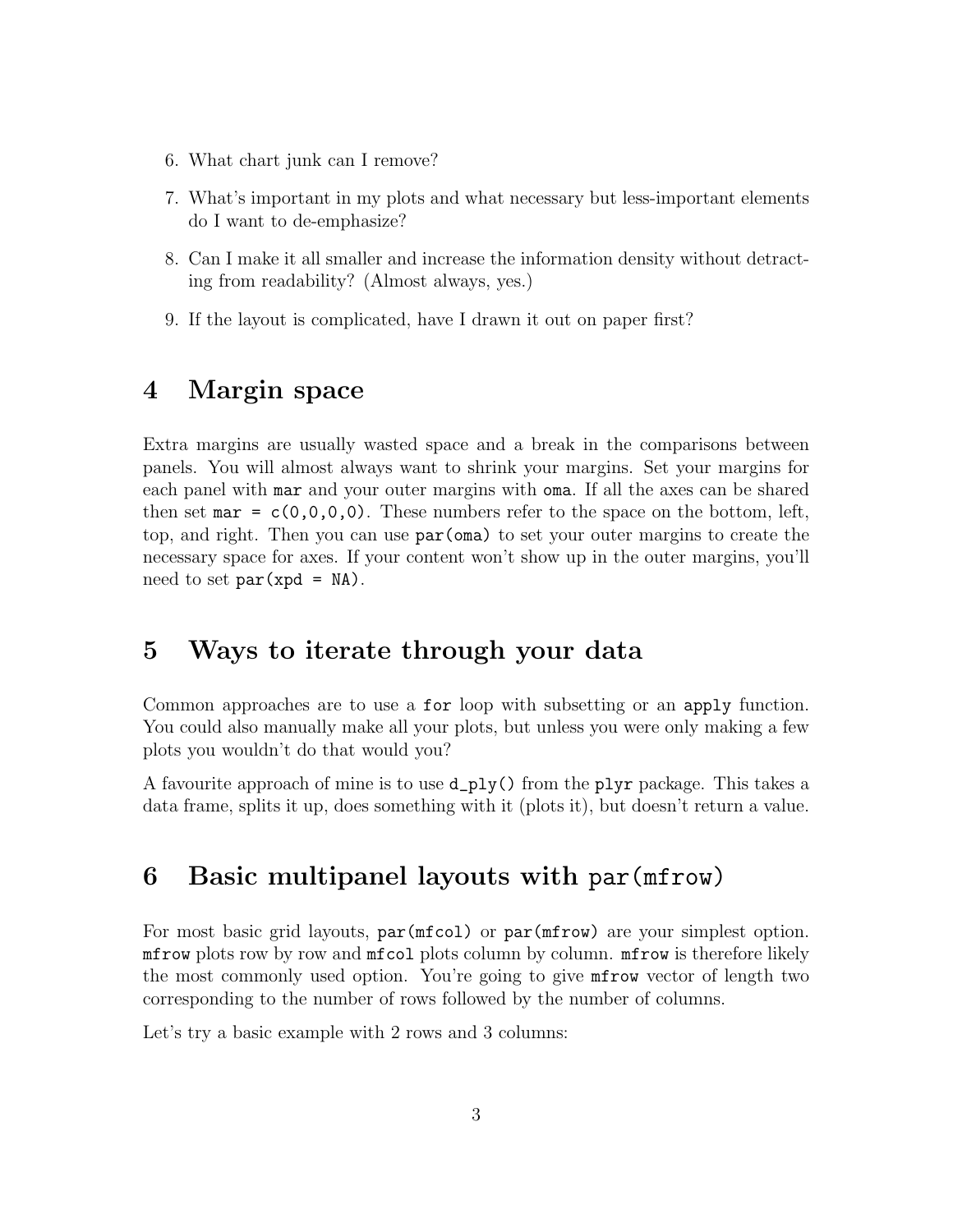6. What chart junk can I remove?
7. What's important in my plots and what necessary but less-important elements do I want to de-emphasize?
8. Can I make it all smaller and increase the information density without detracting from readability? (Almost always, yes.)
9. If the layout is complicated, have I drawn it out on paper first?

# 4 Margin space

Extra margins are usually wasted space and a break in the comparisons between panels. You will almost always want to shrink your margins. Set your margins for each panel with `mar` and your outer margins with `oma`. If all the axes can be shared then set `mar = c(0,0,0,0)`. These numbers refer to the space on the bottom, left, top, and right. Then you can use `par(oma)` to set your outer margins to create the necessary space for axes. If your content won't show up in the outer margins, you'll need to set `par(xpd = NA)`.

# 5 Ways to iterate through your data

Common approaches are to use a `for` loop with subsetting or an `apply` function. You could also manually make all your plots, but unless you were only making a few plots you wouldn't do that would you?

A favourite approach of mine is to use `d_ply()` from the `plyr` package. This takes a data frame, splits it up, does something with it (plots it), but doesn't return a value.

# 6 Basic multipanel layouts with `par(mfrow)`

For most basic grid layouts, `par(mfcol)` or `par(mfrow)` are your simplest option. `mfrow` plots row by row and `mfcol` plots column by column. `mfrow` is therefore likely the most commonly used option. You're going to give `mfrow` vector of length two corresponding to the number of rows followed by the number of columns.

Let's try a basic example with 2 rows and 3 columns: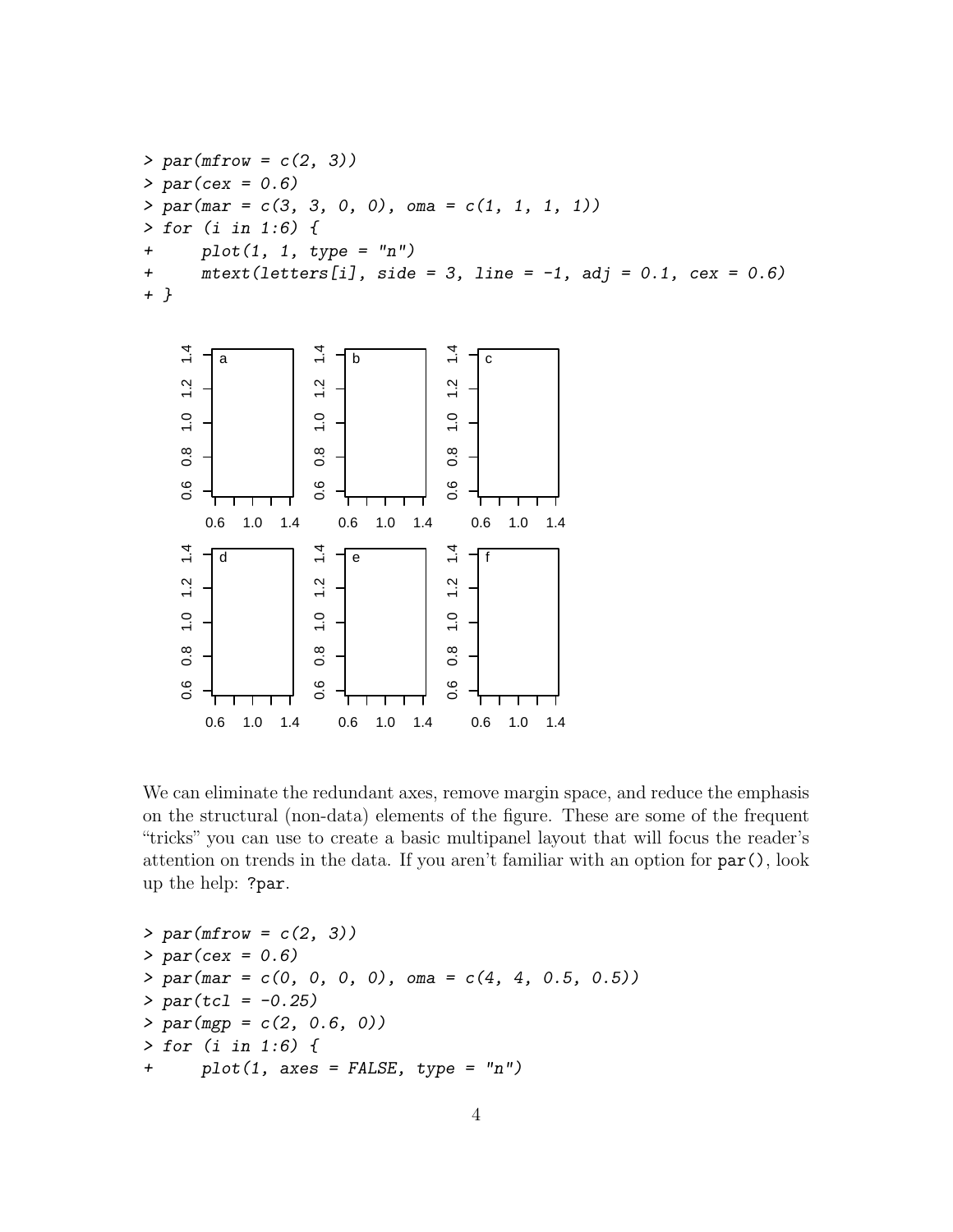```
> par(mfrow = c(2, 3))
> par(cex = 0.6)
> par(mar = c(3, 3, 0, 0), oma = c(1, 1, 1, 1))
> for (i in 1:6) {
+     plot(1, 1, type = "n")
+     mtext(letters[i], side = 3, line = -1, adj = 0.1, cex = 0.6)
+ }
```

We can eliminate the redundant axes, remove margin space, and reduce the emphasis on the structural (non-data) elements of the figure. These are some of the frequent "tricks" you can use to create a basic multipanel layout that will focus the reader's attention on trends in the data. If you aren't familiar with an option for `par()`, look up the help: `?par`.

```
> par(mfrow = c(2, 3))
> par(cex = 0.6)
> par(mar = c(0, 0, 0, 0), oma = c(4, 4, 0.5, 0.5))
> par(tcl = -0.25)
> par(mgp = c(2, 0.6, 0))
> for (i in 1:6) {
+     plot(1, axes = FALSE, type = "n")
```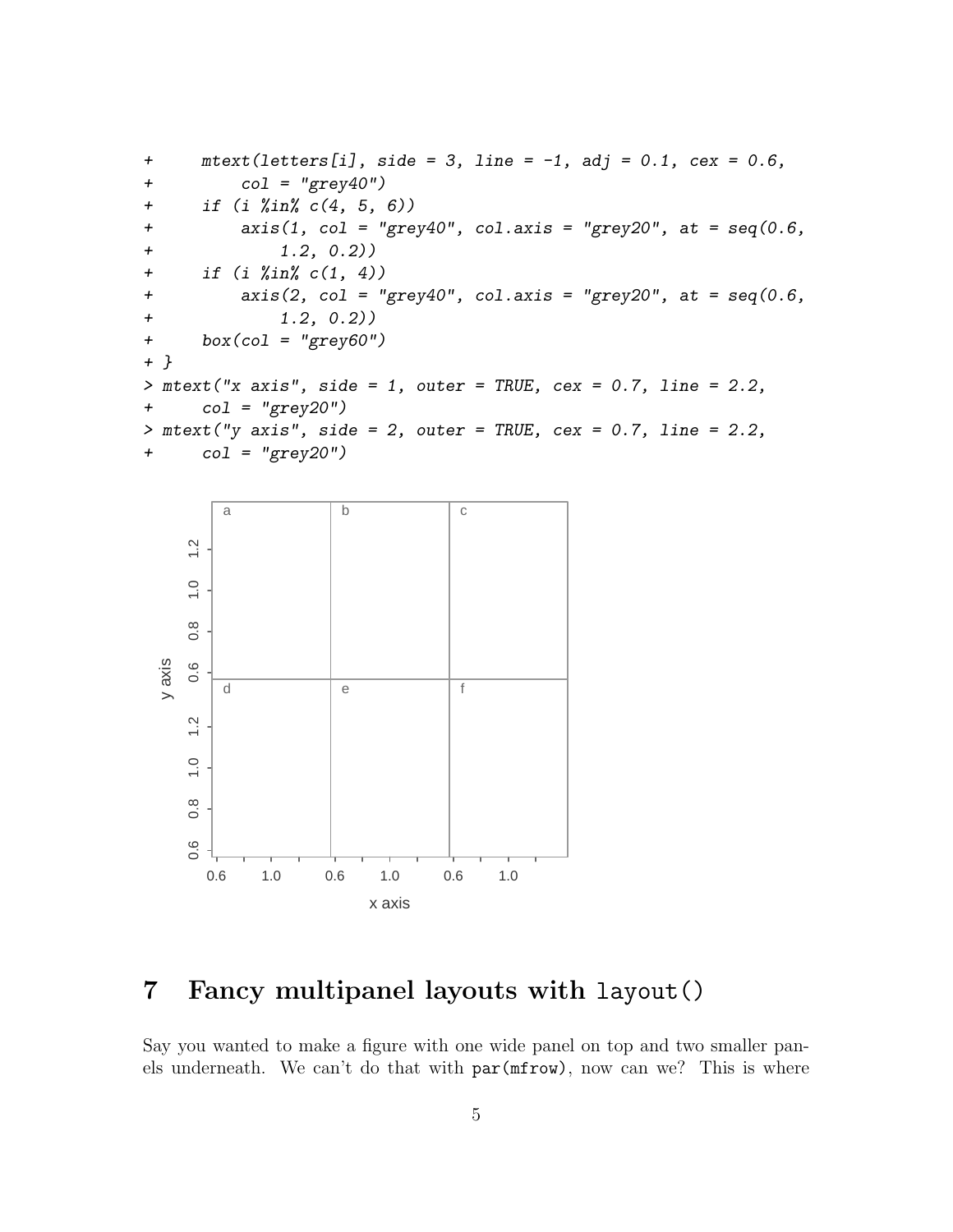```
+     mtext(letters[i], side = 3, line = -1, adj = 0.1, cex = 0.6,
+         col = "grey40")
+     if (i %in% c(4, 5, 6))
+         axis(1, col = "grey40", col.axis = "grey20", at = seq(0.6,
+             1.2, 0.2))
+     if (i %in% c(1, 4))
+         axis(2, col = "grey40", col.axis = "grey20", at = seq(0.6,
+             1.2, 0.2))
+     box(col = "grey60")
+ }
> mtext("x axis", side = 1, outer = TRUE, cex = 0.7, line = 2.2,
+     col = "grey20")
> mtext("y axis", side = 2, outer = TRUE, cex = 0.7, line = 2.2,
+     col = "grey20")
```

# 7 Fancy multipanel layouts with `layout()`

Say you wanted to make a figure with one wide panel on top and two smaller panels underneath. We can't do that with `par(mfrow)`, now can we? This is where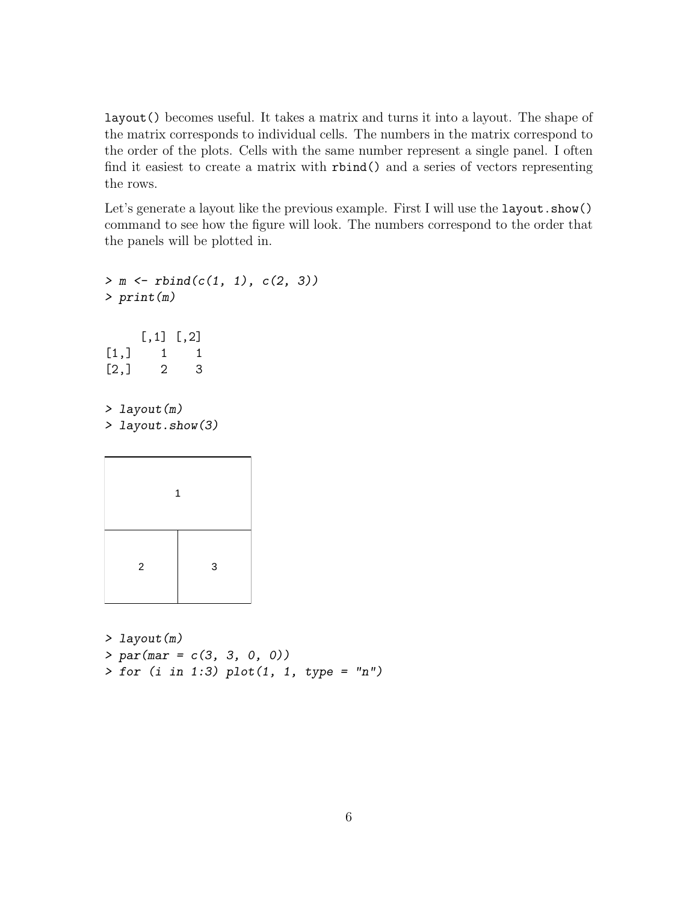`layout()` becomes useful. It takes a matrix and turns it into a layout. The shape of the matrix corresponds to individual cells. The numbers in the matrix correspond to the order of the plots. Cells with the same number represent a single panel. I often find it easiest to create a matrix with `rbind()` and a series of vectors representing the rows.

Let's generate a layout like the previous example. First I will use the `layout.show()` command to see how the figure will look. The numbers correspond to the order that the panels will be plotted in.

```
> m <- rbind(c(1, 1), c(2, 3))
> print(m)
```

```
     [,1] [,2]
[1,]    1    1
[2,]    2    3
```

```
> layout(m)
> layout.show(3)
```

```
> layout(m)
> par(mar = c(3, 3, 0, 0))
> for (i in 1:3) plot(1, 1, type = "n")
```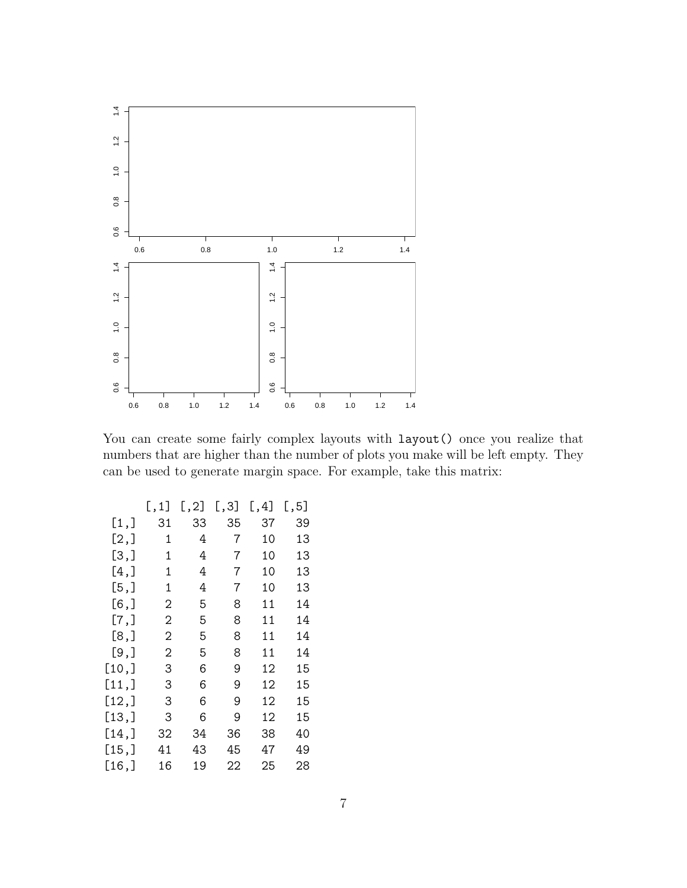You can create some fairly complex layouts with `layout()` once you realize that numbers that are higher than the number of plots you make will be left empty. They can be used to generate margin space. For example, take this matrix:

```
      [,1] [,2] [,3] [,4] [,5]
 [1,]   31   33   35   37   39
 [2,]    1    4    7   10   13
 [3,]    1    4    7   10   13
 [4,]    1    4    7   10   13
 [5,]    1    4    7   10   13
 [6,]    2    5    8   11   14
 [7,]    2    5    8   11   14
 [8,]    2    5    8   11   14
 [9,]    2    5    8   11   14
[10,]    3    6    9   12   15
[11,]    3    6    9   12   15
[12,]    3    6    9   12   15
[13,]    3    6    9   12   15
[14,]   32   34   36   38   40
[15,]   41   43   45   47   49
[16,]   16   19   22   25   28
```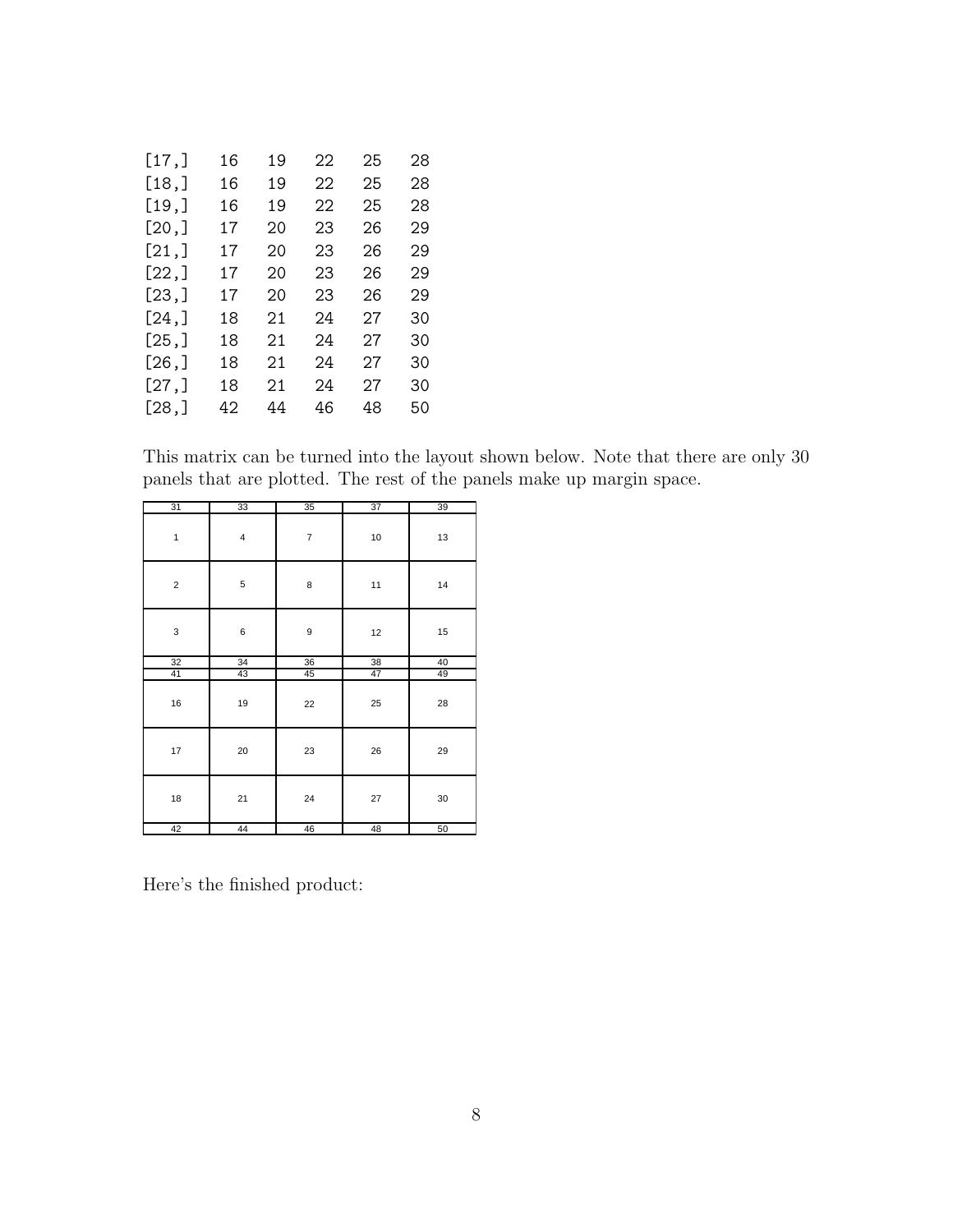```
[17,]   16   19   22   25   28
[18,]   16   19   22   25   28
[19,]   16   19   22   25   28
[20,]   17   20   23   26   29
[21,]   17   20   23   26   29
[22,]   17   20   23   26   29
[23,]   17   20   23   26   29
[24,]   18   21   24   27   30
[25,]   18   21   24   27   30
[26,]   18   21   24   27   30
[27,]   18   21   24   27   30
[28,]   42   44   46   48   50
```

This matrix can be turned into the layout shown below. Note that there are only 30 panels that are plotted. The rest of the panels make up margin space.

| 31 | 33 | 35 | 37 | 39 |
|---|---|---|---|---|
| 1 | 4 | 7 | 10 | 13 |
| 2 | 5 | 8 | 11 | 14 |
| 3 | 6 | 9 | 12 | 15 |
| 32 | 34 | 36 | 38 | 40 |
| 41 | 43 | 45 | 47 | 49 |
| 16 | 19 | 22 | 25 | 28 |
| 17 | 20 | 23 | 26 | 29 |
| 18 | 21 | 24 | 27 | 30 |
| 42 | 44 | 46 | 48 | 50 |

Here's the finished product: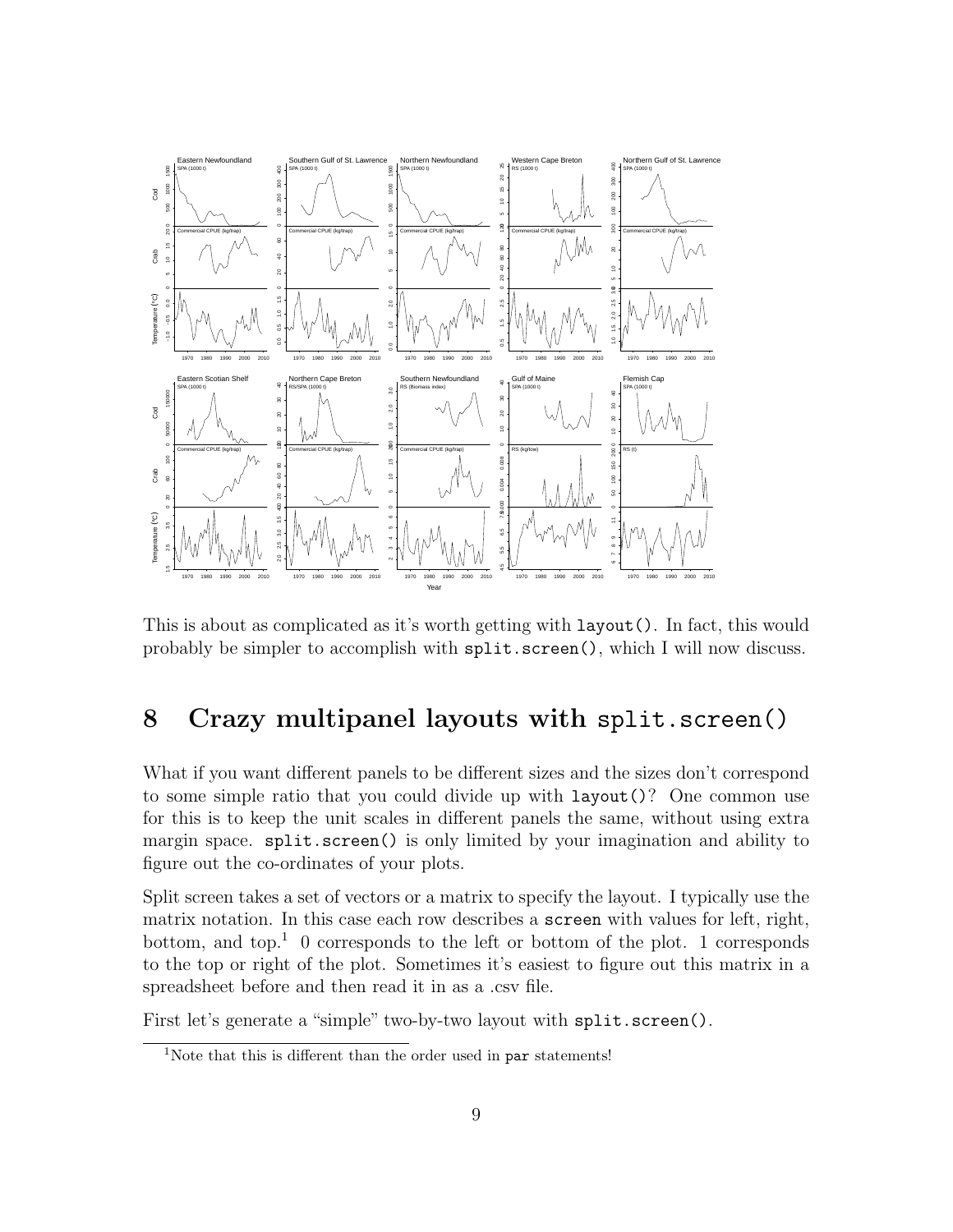This is about as complicated as it's worth getting with `layout()`. In fact, this would probably be simpler to accomplish with `split.screen()`, which I will now discuss.

# 8 Crazy multipanel layouts with split.screen()

What if you want different panels to be different sizes and the sizes don't correspond to some simple ratio that you could divide up with `layout()`? One common use for this is to keep the unit scales in different panels the same, without using extra margin space. `split.screen()` is only limited by your imagination and ability to figure out the co-ordinates of your plots.

Split screen takes a set of vectors or a matrix to specify the layout. I typically use the matrix notation. In this case each row describes a `screen` with values for left, right, bottom, and top.[1] 0 corresponds to the left or bottom of the plot. 1 corresponds to the top or right of the plot. Sometimes it's easiest to figure out this matrix in a spreadsheet before and then read it in as a .csv file.

First let's generate a "simple" two-by-two layout with `split.screen()`.

[1] Note that this is different than the order used in `par` statements!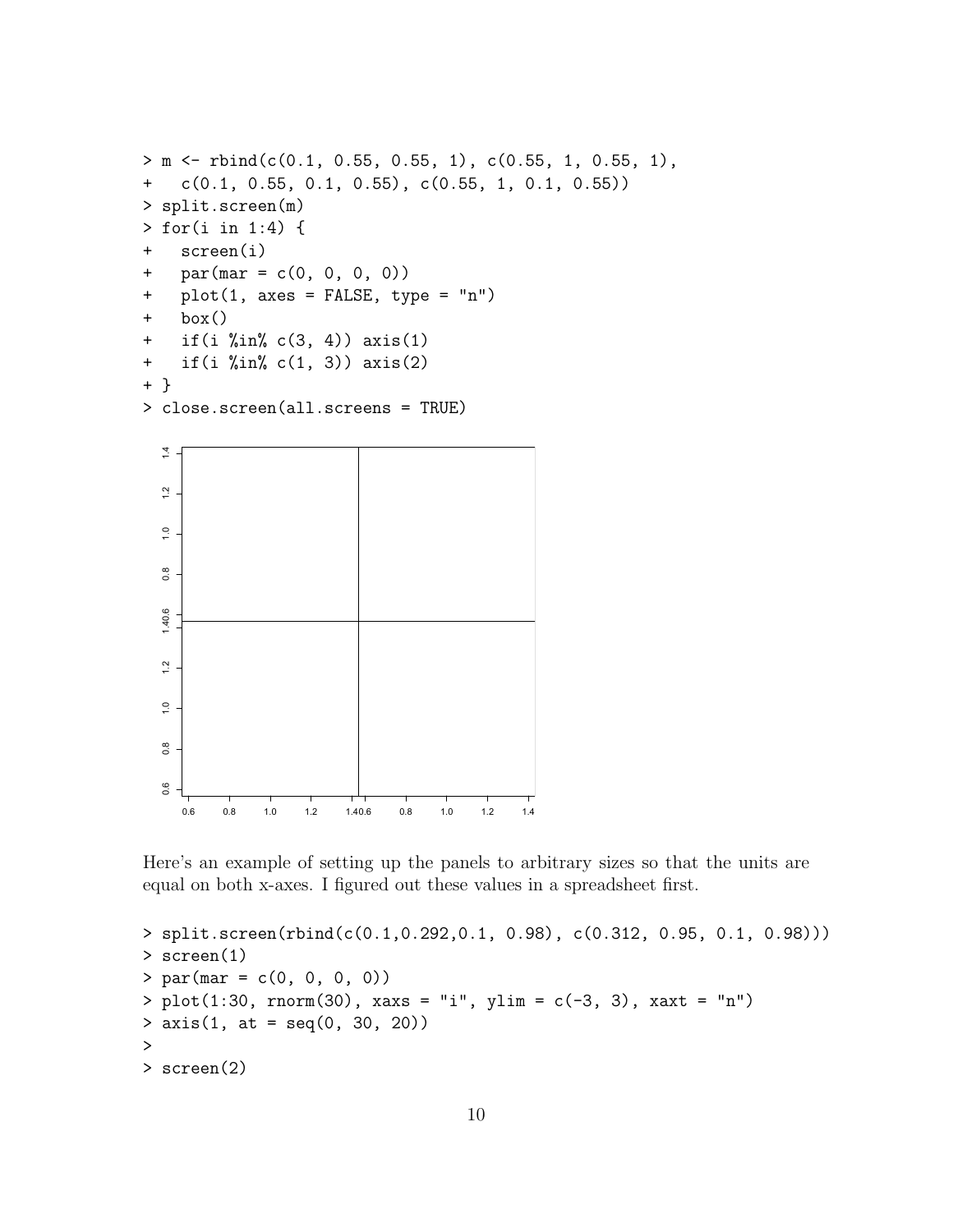```
> m <- rbind(c(0.1, 0.55, 0.55, 1), c(0.55, 1, 0.55, 1),
+   c(0.1, 0.55, 0.1, 0.55), c(0.55, 1, 0.1, 0.55))
> split.screen(m)
> for(i in 1:4) {
+   screen(i)
+   par(mar = c(0, 0, 0, 0))
+   plot(1, axes = FALSE, type = "n")
+   box()
+   if(i %in% c(3, 4)) axis(1)
+   if(i %in% c(1, 3)) axis(2)
+ }
> close.screen(all.screens = TRUE)
```

Here's an example of setting up the panels to arbitrary sizes so that the units are equal on both x-axes. I figured out these values in a spreadsheet first.

```
> split.screen(rbind(c(0.1,0.292,0.1, 0.98), c(0.312, 0.95, 0.1, 0.98)))
> screen(1)
> par(mar = c(0, 0, 0, 0))
> plot(1:30, rnorm(30), xaxs = "i", ylim = c(-3, 3), xaxt = "n")
> axis(1, at = seq(0, 30, 20))
>
> screen(2)
```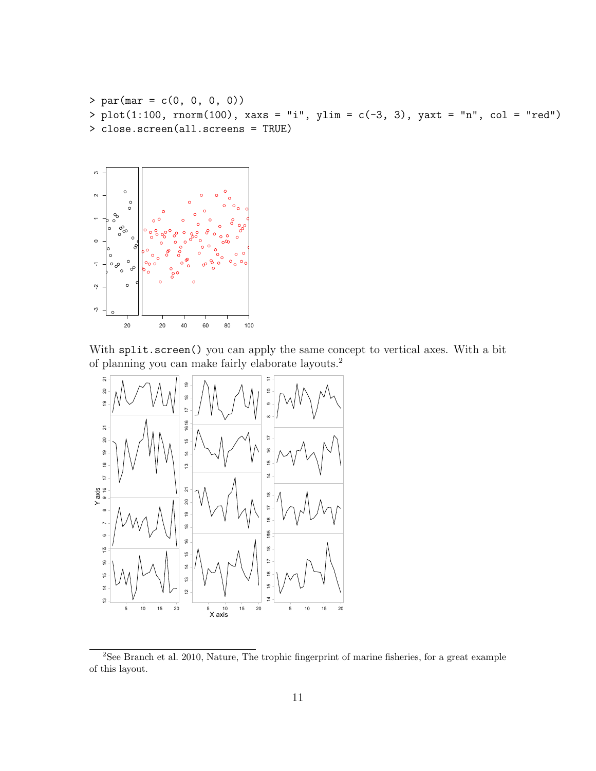```
> par(mar = c(0, 0, 0, 0))
> plot(1:100, rnorm(100), xaxs = "i", ylim = c(-3, 3), yaxt = "n", col = "red")
> close.screen(all.screens = TRUE)
```

3
2
1
0
-1
-2
-3
20
20
40
60
80
100

With `split.screen()` you can apply the same concept to vertical axes. With a bit of planning you can make fairly elaborate layouts.[2]

Y axis

X axis

---

[2] See Branch et al. 2010, Nature, The trophic fingerprint of marine fisheries, for a great example of this layout.